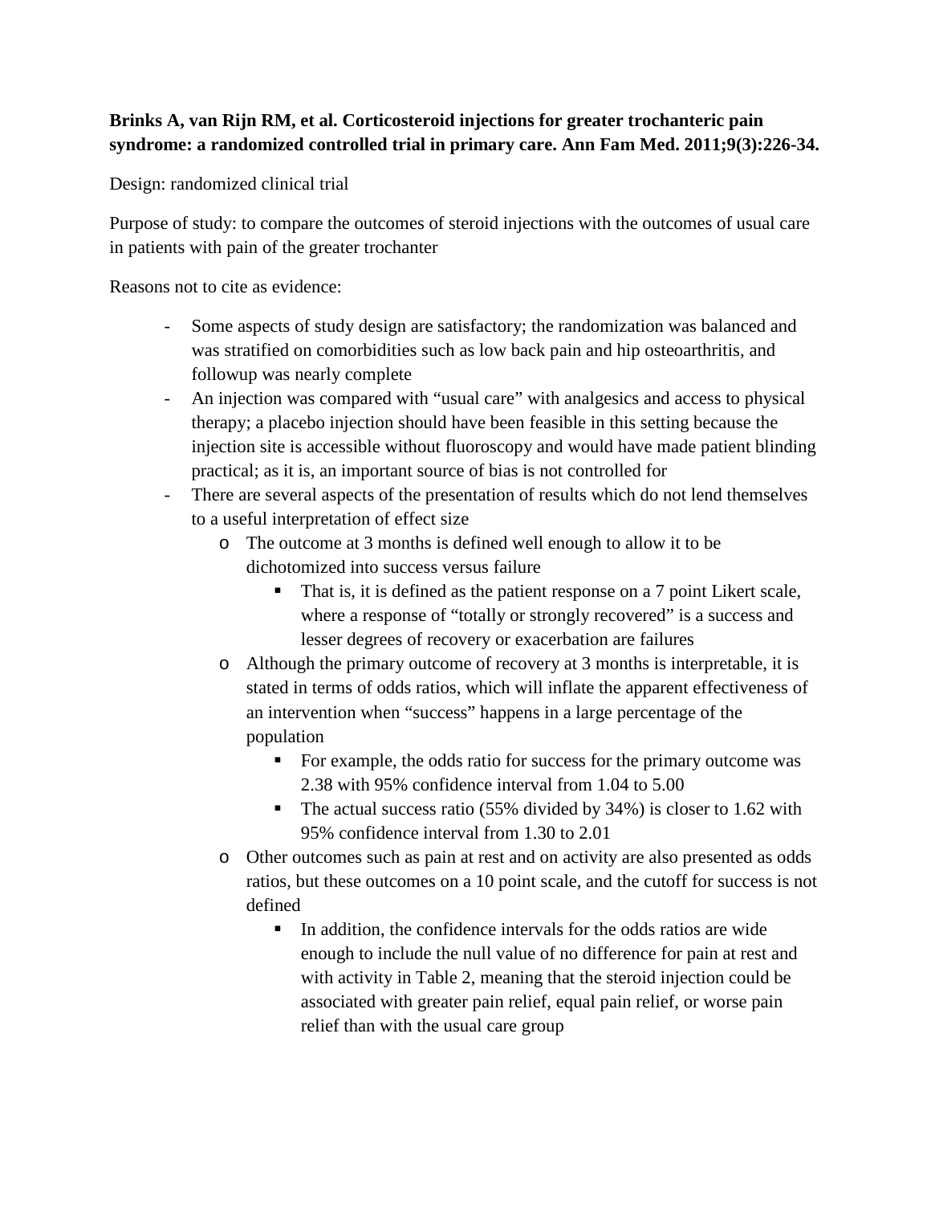**Brinks A, van Rijn RM, et al. Corticosteroid injections for greater trochanteric pain syndrome: a randomized controlled trial in primary care. Ann Fam Med. 2011;9(3):226-34.**

Design: randomized clinical trial

Purpose of study: to compare the outcomes of steroid injections with the outcomes of usual care in patients with pain of the greater trochanter

Reasons not to cite as evidence:

- Some aspects of study design are satisfactory; the randomization was balanced and was stratified on comorbidities such as low back pain and hip osteoarthritis, and followup was nearly complete
- An injection was compared with "usual care" with analgesics and access to physical therapy; a placebo injection should have been feasible in this setting because the injection site is accessible without fluoroscopy and would have made patient blinding practical; as it is, an important source of bias is not controlled for
- There are several aspects of the presentation of results which do not lend themselves to a useful interpretation of effect size
  - The outcome at 3 months is defined well enough to allow it to be dichotomized into success versus failure
    - That is, it is defined as the patient response on a 7 point Likert scale, where a response of "totally or strongly recovered" is a success and lesser degrees of recovery or exacerbation are failures
  - Although the primary outcome of recovery at 3 months is interpretable, it is stated in terms of odds ratios, which will inflate the apparent effectiveness of an intervention when "success" happens in a large percentage of the population
    - For example, the odds ratio for success for the primary outcome was 2.38 with 95% confidence interval from 1.04 to 5.00
    - The actual success ratio (55% divided by 34%) is closer to 1.62 with 95% confidence interval from 1.30 to 2.01
  - Other outcomes such as pain at rest and on activity are also presented as odds ratios, but these outcomes on a 10 point scale, and the cutoff for success is not defined
    - In addition, the confidence intervals for the odds ratios are wide enough to include the null value of no difference for pain at rest and with activity in Table 2, meaning that the steroid injection could be associated with greater pain relief, equal pain relief, or worse pain relief than with the usual care group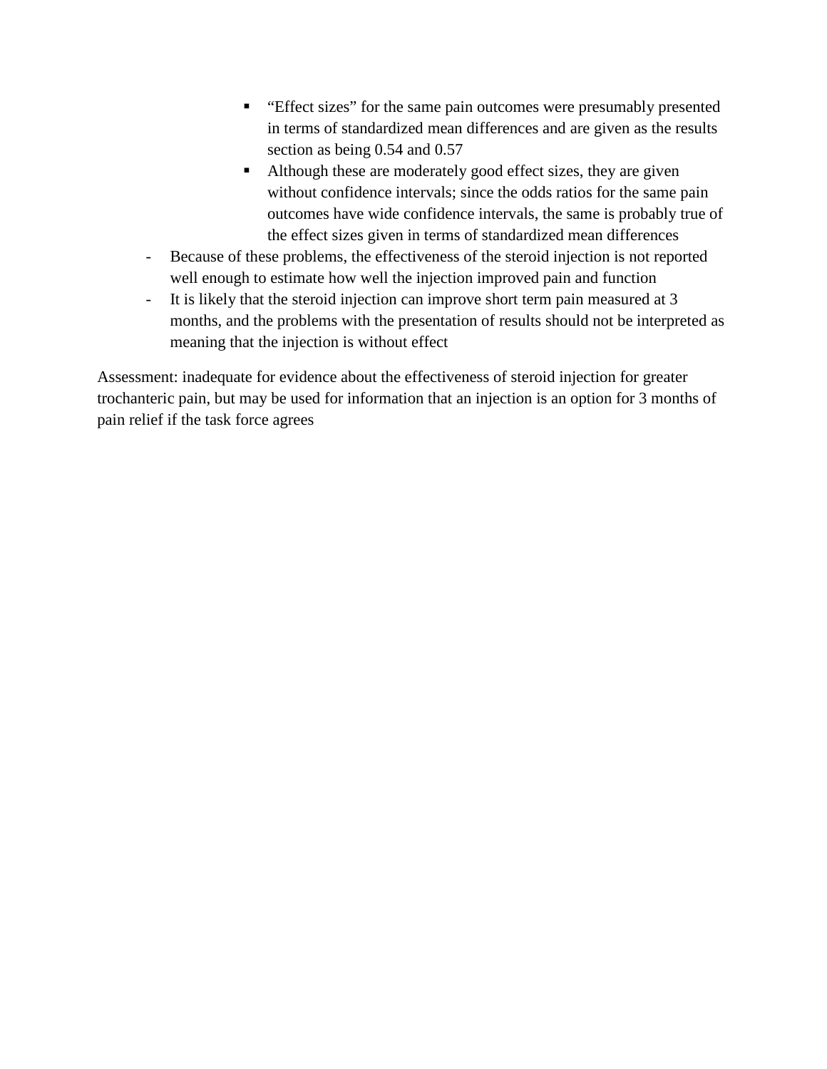- “Effect sizes” for the same pain outcomes were presumably presented in terms of standardized mean differences and are given as the results section as being 0.54 and 0.57
        - Although these are moderately good effect sizes, they are given without confidence intervals; since the odds ratios for the same pain outcomes have wide confidence intervals, the same is probably true of the effect sizes given in terms of standardized mean differences

- Because of these problems, the effectiveness of the steroid injection is not reported well enough to estimate how well the injection improved pain and function
- It is likely that the steroid injection can improve short term pain measured at 3 months, and the problems with the presentation of results should not be interpreted as meaning that the injection is without effect

Assessment: inadequate for evidence about the effectiveness of steroid injection for greater trochanteric pain, but may be used for information that an injection is an option for 3 months of pain relief if the task force agrees